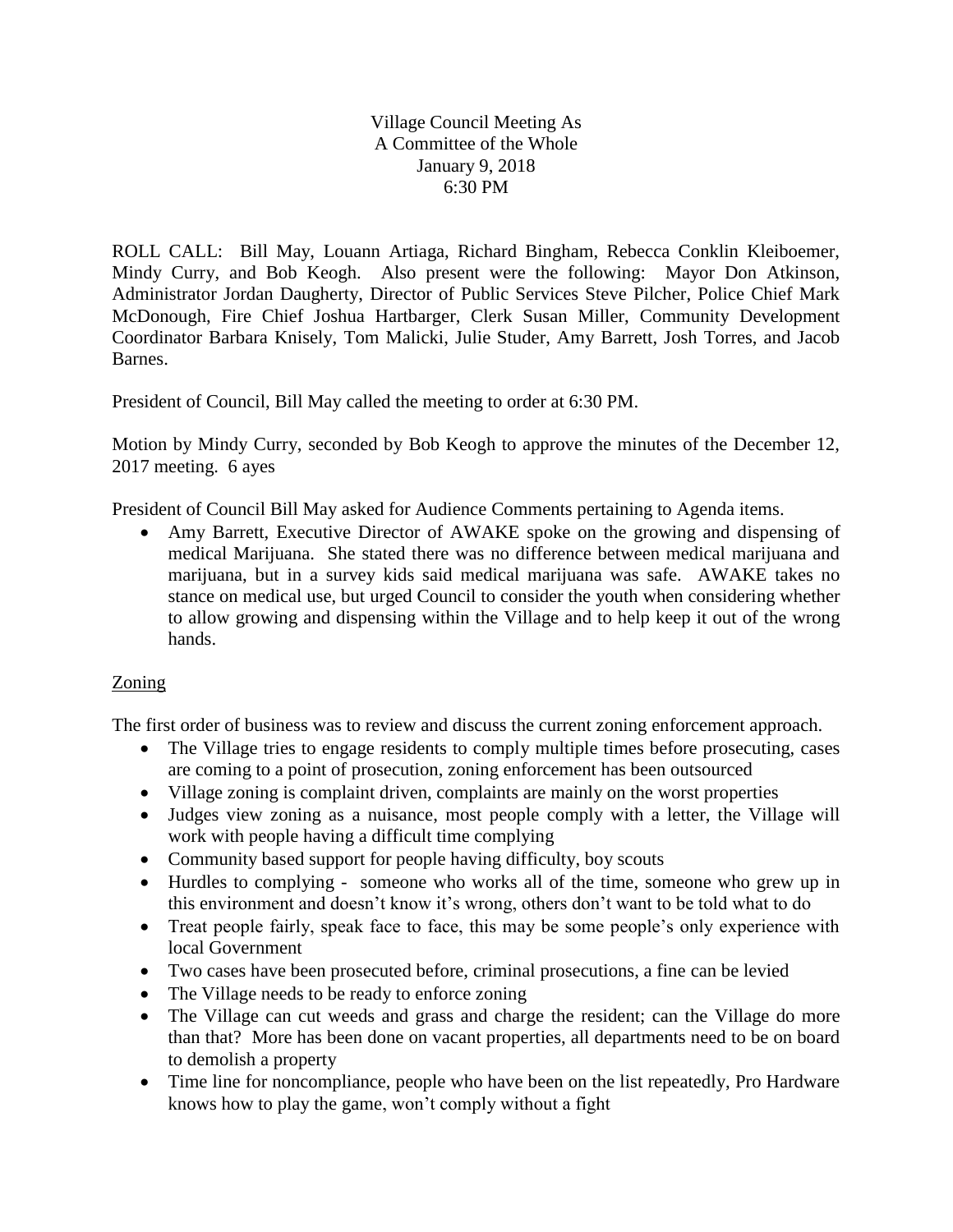Village Council Meeting As
A Committee of the Whole
January 9, 2018
6:30 PM

ROLL CALL: Bill May, Louann Artiaga, Richard Bingham, Rebecca Conklin Kleiboemer, Mindy Curry, and Bob Keogh. Also present were the following: Mayor Don Atkinson, Administrator Jordan Daugherty, Director of Public Services Steve Pilcher, Police Chief Mark McDonough, Fire Chief Joshua Hartbarger, Clerk Susan Miller, Community Development Coordinator Barbara Knisely, Tom Malicki, Julie Studer, Amy Barrett, Josh Torres, and Jacob Barnes.

President of Council, Bill May called the meeting to order at 6:30 PM.

Motion by Mindy Curry, seconded by Bob Keogh to approve the minutes of the December 12, 2017 meeting. 6 ayes

President of Council Bill May asked for Audience Comments pertaining to Agenda items.

- Amy Barrett, Executive Director of AWAKE spoke on the growing and dispensing of medical Marijuana. She stated there was no difference between medical marijuana and marijuana, but in a survey kids said medical marijuana was safe. AWAKE takes no stance on medical use, but urged Council to consider the youth when considering whether to allow growing and dispensing within the Village and to help keep it out of the wrong hands.

## Zoning

The first order of business was to review and discuss the current zoning enforcement approach.

- The Village tries to engage residents to comply multiple times before prosecuting, cases are coming to a point of prosecution, zoning enforcement has been outsourced
- Village zoning is complaint driven, complaints are mainly on the worst properties
- Judges view zoning as a nuisance, most people comply with a letter, the Village will work with people having a difficult time complying
- Community based support for people having difficulty, boy scouts
- Hurdles to complying - someone who works all of the time, someone who grew up in this environment and doesn't know it's wrong, others don't want to be told what to do
- Treat people fairly, speak face to face, this may be some people's only experience with local Government
- Two cases have been prosecuted before, criminal prosecutions, a fine can be levied
- The Village needs to be ready to enforce zoning
- The Village can cut weeds and grass and charge the resident; can the Village do more than that? More has been done on vacant properties, all departments need to be on board to demolish a property
- Time line for noncompliance, people who have been on the list repeatedly, Pro Hardware knows how to play the game, won't comply without a fight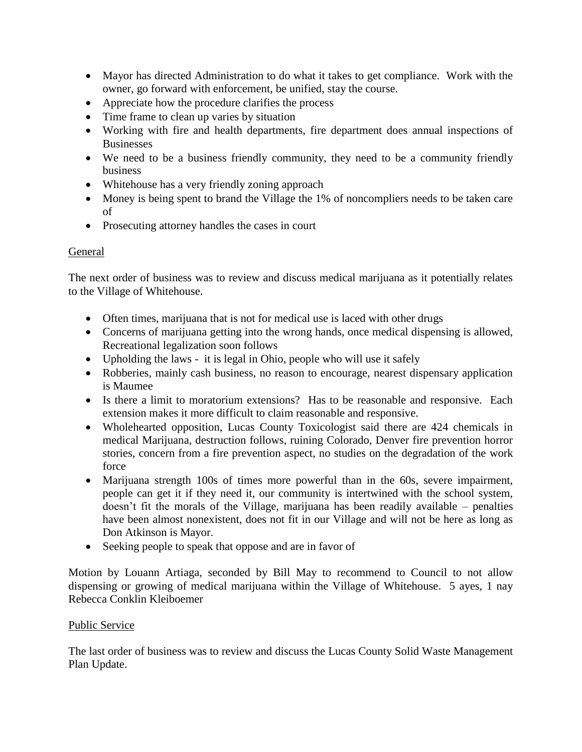- Mayor has directed Administration to do what it takes to get compliance. Work with the owner, go forward with enforcement, be unified, stay the course.
- Appreciate how the procedure clarifies the process
- Time frame to clean up varies by situation
- Working with fire and health departments, fire department does annual inspections of Businesses
- We need to be a business friendly community, they need to be a community friendly business
- Whitehouse has a very friendly zoning approach
- Money is being spent to brand the Village the 1% of noncompliers needs to be taken care of
- Prosecuting attorney handles the cases in court

<u>General</u>

The next order of business was to review and discuss medical marijuana as it potentially relates to the Village of Whitehouse.

- Often times, marijuana that is not for medical use is laced with other drugs
- Concerns of marijuana getting into the wrong hands, once medical dispensing is allowed, Recreational legalization soon follows
- Upholding the laws - it is legal in Ohio, people who will use it safely
- Robberies, mainly cash business, no reason to encourage, nearest dispensary application is Maumee
- Is there a limit to moratorium extensions? Has to be reasonable and responsive. Each extension makes it more difficult to claim reasonable and responsive.
- Wholehearted opposition, Lucas County Toxicologist said there are 424 chemicals in medical Marijuana, destruction follows, ruining Colorado, Denver fire prevention horror stories, concern from a fire prevention aspect, no studies on the degradation of the work force
- Marijuana strength 100s of times more powerful than in the 60s, severe impairment, people can get it if they need it, our community is intertwined with the school system, doesn't fit the morals of the Village, marijuana has been readily available – penalties have been almost nonexistent, does not fit in our Village and will not be here as long as Don Atkinson is Mayor.
- Seeking people to speak that oppose and are in favor of

Motion by Louann Artiaga, seconded by Bill May to recommend to Council to not allow dispensing or growing of medical marijuana within the Village of Whitehouse. 5 ayes, 1 nay Rebecca Conklin Kleiboemer

<u>Public Service</u>

The last order of business was to review and discuss the Lucas County Solid Waste Management Plan Update.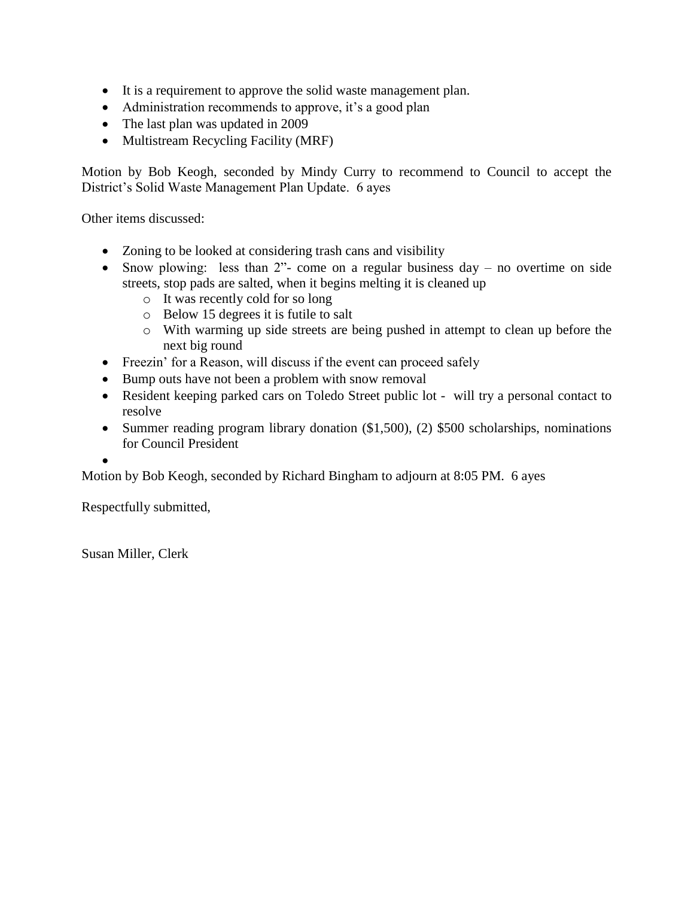- It is a requirement to approve the solid waste management plan.
- Administration recommends to approve, it's a good plan
- The last plan was updated in 2009
- Multistream Recycling Facility (MRF)

Motion by Bob Keogh, seconded by Mindy Curry to recommend to Council to accept the District's Solid Waste Management Plan Update. 6 ayes

Other items discussed:

- Zoning to be looked at considering trash cans and visibility
- Snow plowing: less than 2"- come on a regular business day – no overtime on side streets, stop pads are salted, when it begins melting it is cleaned up
    - It was recently cold for so long
    - Below 15 degrees it is futile to salt
    - With warming up side streets are being pushed in attempt to clean up before the next big round
- Freezin' for a Reason, will discuss if the event can proceed safely
- Bump outs have not been a problem with snow removal
- Resident keeping parked cars on Toledo Street public lot - will try a personal contact to resolve
- Summer reading program library donation ($1,500), (2) $500 scholarships, nominations for Council President
-

Motion by Bob Keogh, seconded by Richard Bingham to adjourn at 8:05 PM. 6 ayes

Respectfully submitted,

Susan Miller, Clerk